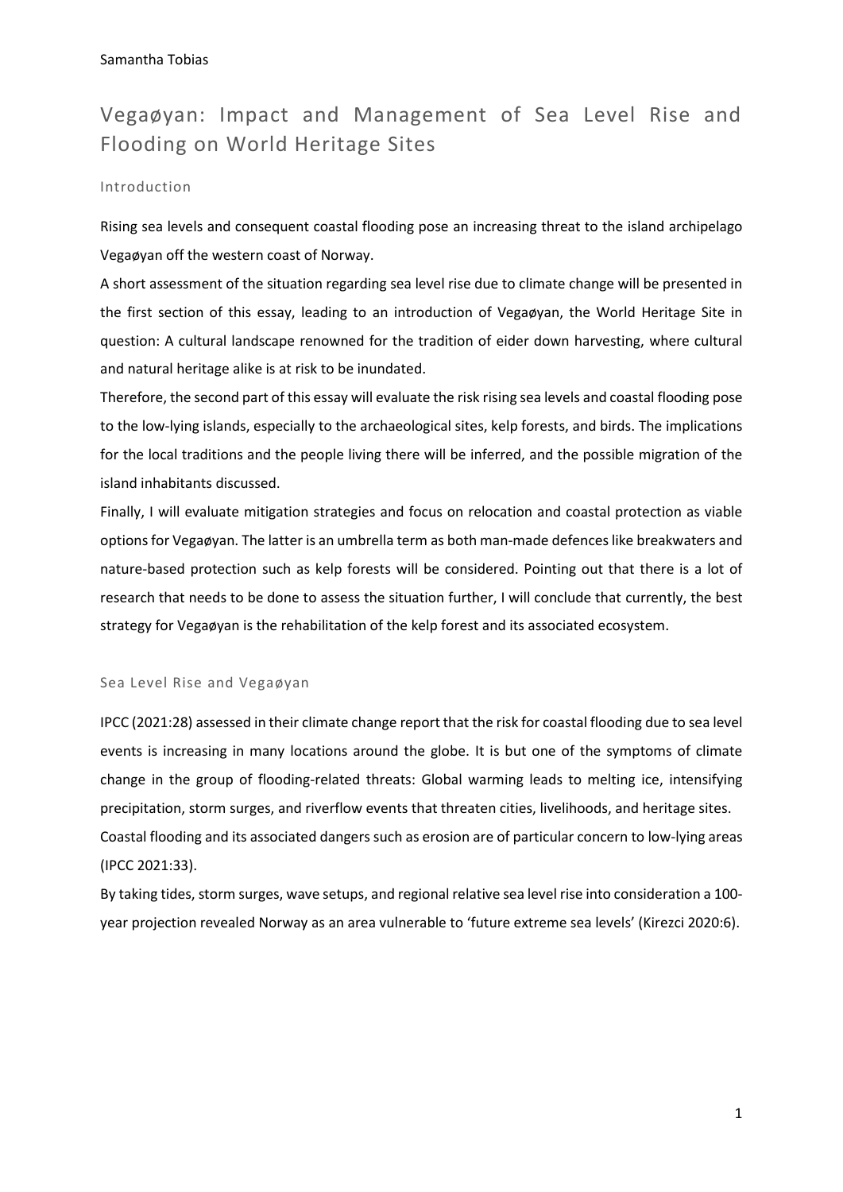Samantha Tobias

# Vegaøyan: Impact and Management of Sea Level Rise and Flooding on World Heritage Sites

## Introduction

Rising sea levels and consequent coastal flooding pose an increasing threat to the island archipelago Vegaøyan off the western coast of Norway.

A short assessment of the situation regarding sea level rise due to climate change will be presented in the first section of this essay, leading to an introduction of Vegaøyan, the World Heritage Site in question: A cultural landscape renowned for the tradition of eider down harvesting, where cultural and natural heritage alike is at risk to be inundated.

Therefore, the second part of this essay will evaluate the risk rising sea levels and coastal flooding pose to the low-lying islands, especially to the archaeological sites, kelp forests, and birds. The implications for the local traditions and the people living there will be inferred, and the possible migration of the island inhabitants discussed.

Finally, I will evaluate mitigation strategies and focus on relocation and coastal protection as viable options for Vegaøyan. The latter is an umbrella term as both man-made defences like breakwaters and nature-based protection such as kelp forests will be considered. Pointing out that there is a lot of research that needs to be done to assess the situation further, I will conclude that currently, the best strategy for Vegaøyan is the rehabilitation of the kelp forest and its associated ecosystem.

## Sea Level Rise and Vegaøyan

IPCC (2021:28) assessed in their climate change report that the risk for coastal flooding due to sea level events is increasing in many locations around the globe. It is but one of the symptoms of climate change in the group of flooding-related threats: Global warming leads to melting ice, intensifying precipitation, storm surges, and riverflow events that threaten cities, livelihoods, and heritage sites.

Coastal flooding and its associated dangers such as erosion are of particular concern to low-lying areas (IPCC 2021:33).

By taking tides, storm surges, wave setups, and regional relative sea level rise into consideration a 100-year projection revealed Norway as an area vulnerable to 'future extreme sea levels' (Kirezci 2020:6).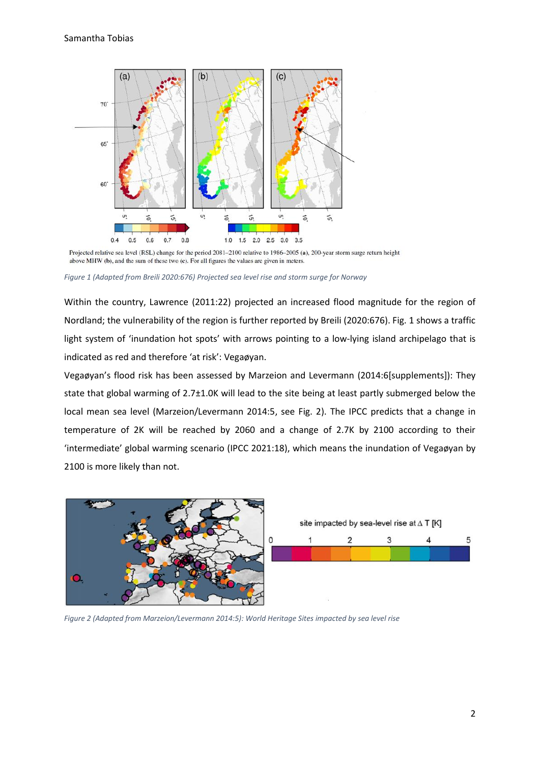Projected relative sea level (RSL) change for the period 2081–2100 relative to 1986–2005 (a), 200-year storm surge return height above MHW (b), and the sum of these two (c). For all figures the values are given in meters.

*Figure 1 (Adapted from Breili 2020:676) Projected sea level rise and storm surge for Norway*

Within the country, Lawrence (2011:22) projected an increased flood magnitude for the region of Nordland; the vulnerability of the region is further reported by Breili (2020:676). Fig. 1 shows a traffic light system of 'inundation hot spots' with arrows pointing to a low-lying island archipelago that is indicated as red and therefore 'at risk': Vegaøyan.

Vegaøyan's flood risk has been assessed by Marzeion and Levermann (2014:6[supplements]): They state that global warming of 2.7±1.0K will lead to the site being at least partly submerged below the local mean sea level (Marzeion/Levermann 2014:5, see Fig. 2). The IPCC predicts that a change in temperature of 2K will be reached by 2060 and a change of 2.7K by 2100 according to their 'intermediate' global warming scenario (IPCC 2021:18), which means the inundation of Vegaøyan by 2100 is more likely than not.

*Figure 2 (Adapted from Marzeion/Levermann 2014:5): World Heritage Sites impacted by sea level rise*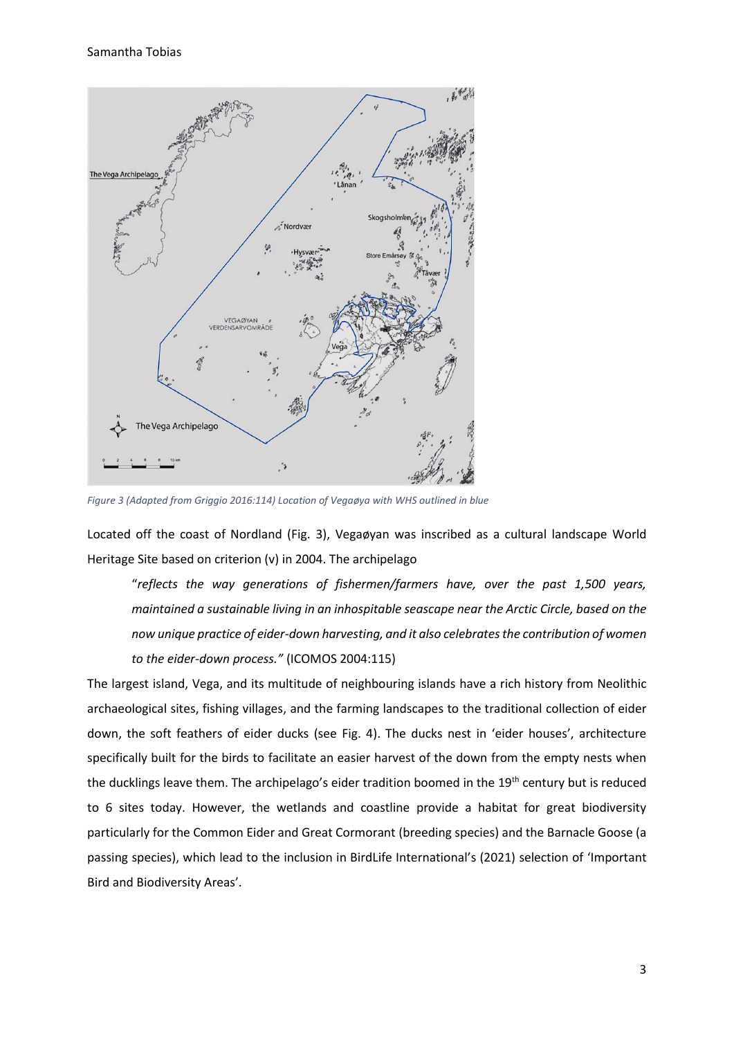*Figure 3 (Adapted from Griggio 2016:114) Location of Vegaøya with WHS outlined in blue*

Located off the coast of Nordland (Fig. 3), Vegaøyan was inscribed as a cultural landscape World Heritage Site based on criterion (v) in 2004. The archipelago

> "*reflects the way generations of fishermen/farmers have, over the past 1,500 years, maintained a sustainable living in an inhospitable seascape near the Arctic Circle, based on the now unique practice of eider-down harvesting, and it also celebrates the contribution of women to the eider-down process."* (ICOMOS 2004:115)

The largest island, Vega, and its multitude of neighbouring islands have a rich history from Neolithic archaeological sites, fishing villages, and the farming landscapes to the traditional collection of eider down, the soft feathers of eider ducks (see Fig. 4). The ducks nest in 'eider houses', architecture specifically built for the birds to facilitate an easier harvest of the down from the empty nests when the ducklings leave them. The archipelago's eider tradition boomed in the 19th century but is reduced to 6 sites today. However, the wetlands and coastline provide a habitat for great biodiversity particularly for the Common Eider and Great Cormorant (breeding species) and the Barnacle Goose (a passing species), which lead to the inclusion in BirdLife International's (2021) selection of 'Important Bird and Biodiversity Areas'.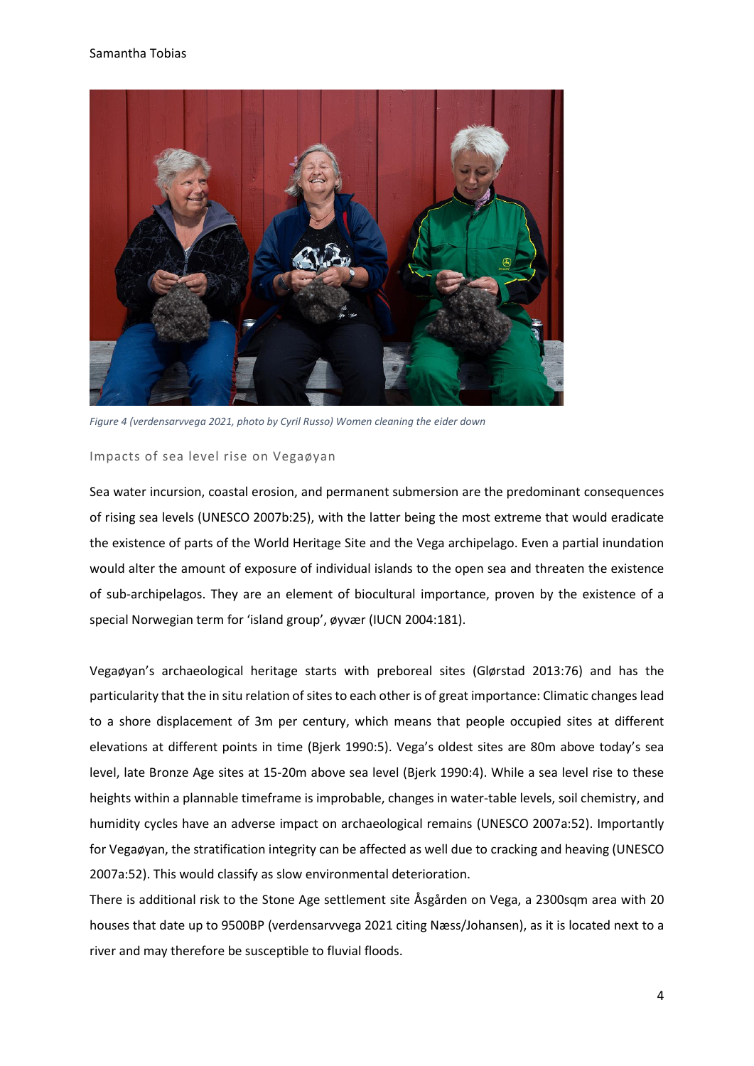*Figure 4 (verdensarvvega 2021, photo by Cyril Russo) Women cleaning the eider down*

## Impacts of sea level rise on Vegaøyan

Sea water incursion, coastal erosion, and permanent submersion are the predominant consequences of rising sea levels (UNESCO 2007b:25), with the latter being the most extreme that would eradicate the existence of parts of the World Heritage Site and the Vega archipelago. Even a partial inundation would alter the amount of exposure of individual islands to the open sea and threaten the existence of sub-archipelagos. They are an element of biocultural importance, proven by the existence of a special Norwegian term for 'island group', øyvær (IUCN 2004:181).

Vegaøyan's archaeological heritage starts with preboreal sites (Glørstad 2013:76) and has the particularity that the in situ relation of sites to each other is of great importance: Climatic changes lead to a shore displacement of 3m per century, which means that people occupied sites at different elevations at different points in time (Bjerk 1990:5). Vega's oldest sites are 80m above today's sea level, late Bronze Age sites at 15-20m above sea level (Bjerk 1990:4). While a sea level rise to these heights within a plannable timeframe is improbable, changes in water-table levels, soil chemistry, and humidity cycles have an adverse impact on archaeological remains (UNESCO 2007a:52). Importantly for Vegaøyan, the stratification integrity can be affected as well due to cracking and heaving (UNESCO 2007a:52). This would classify as slow environmental deterioration.

There is additional risk to the Stone Age settlement site Åsgården on Vega, a 2300sqm area with 20 houses that date up to 9500BP (verdensarvvega 2021 citing Næss/Johansen), as it is located next to a river and may therefore be susceptible to fluvial floods.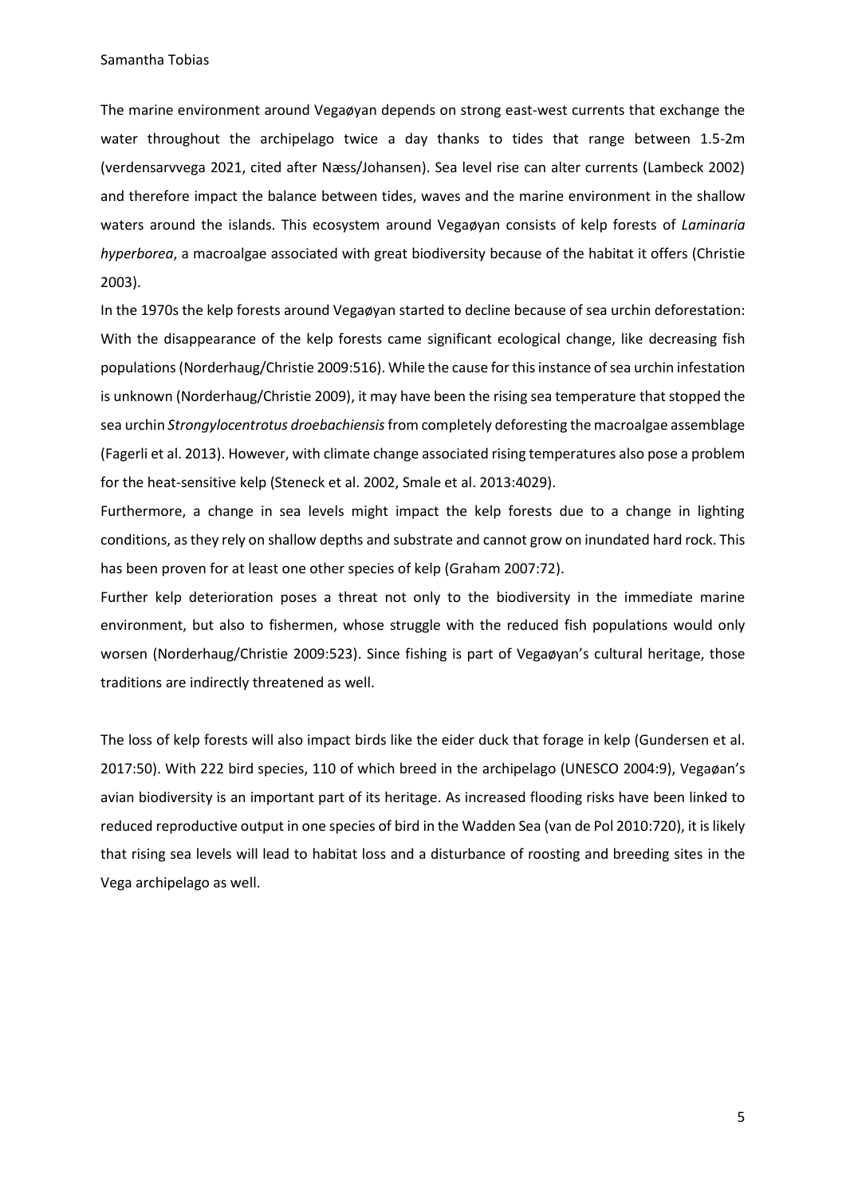The marine environment around Vegaøyan depends on strong east-west currents that exchange the water throughout the archipelago twice a day thanks to tides that range between 1.5-2m (verdensarvvega 2021, cited after Næss/Johansen). Sea level rise can alter currents (Lambeck 2002) and therefore impact the balance between tides, waves and the marine environment in the shallow waters around the islands. This ecosystem around Vegaøyan consists of kelp forests of *Laminaria hyperborea*, a macroalgae associated with great biodiversity because of the habitat it offers (Christie 2003).

In the 1970s the kelp forests around Vegaøyan started to decline because of sea urchin deforestation: With the disappearance of the kelp forests came significant ecological change, like decreasing fish populations (Norderhaug/Christie 2009:516). While the cause for this instance of sea urchin infestation is unknown (Norderhaug/Christie 2009), it may have been the rising sea temperature that stopped the sea urchin *Strongylocentrotus droebachiensis* from completely deforesting the macroalgae assemblage (Fagerli et al. 2013). However, with climate change associated rising temperatures also pose a problem for the heat-sensitive kelp (Steneck et al. 2002, Smale et al. 2013:4029).

Furthermore, a change in sea levels might impact the kelp forests due to a change in lighting conditions, as they rely on shallow depths and substrate and cannot grow on inundated hard rock. This has been proven for at least one other species of kelp (Graham 2007:72).

Further kelp deterioration poses a threat not only to the biodiversity in the immediate marine environment, but also to fishermen, whose struggle with the reduced fish populations would only worsen (Norderhaug/Christie 2009:523). Since fishing is part of Vegaøyan's cultural heritage, those traditions are indirectly threatened as well.

The loss of kelp forests will also impact birds like the eider duck that forage in kelp (Gundersen et al. 2017:50). With 222 bird species, 110 of which breed in the archipelago (UNESCO 2004:9), Vegaøan's avian biodiversity is an important part of its heritage. As increased flooding risks have been linked to reduced reproductive output in one species of bird in the Wadden Sea (van de Pol 2010:720), it is likely that rising sea levels will lead to habitat loss and a disturbance of roosting and breeding sites in the Vega archipelago as well.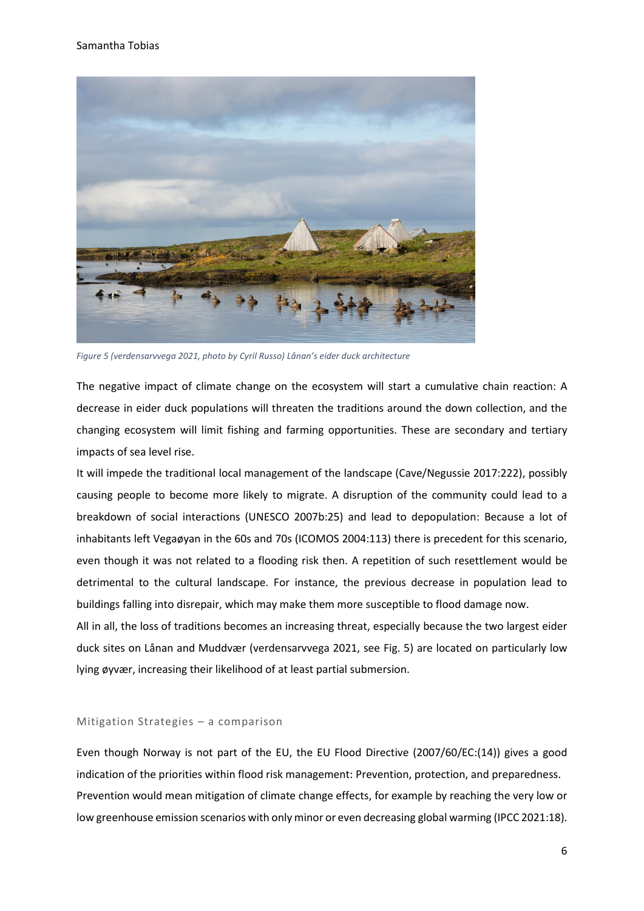*Figure 5 (verdensarvvega 2021, photo by Cyril Russo) Lånan's eider duck architecture*

The negative impact of climate change on the ecosystem will start a cumulative chain reaction: A decrease in eider duck populations will threaten the traditions around the down collection, and the changing ecosystem will limit fishing and farming opportunities. These are secondary and tertiary impacts of sea level rise.

It will impede the traditional local management of the landscape (Cave/Negussie 2017:222), possibly causing people to become more likely to migrate. A disruption of the community could lead to a breakdown of social interactions (UNESCO 2007b:25) and lead to depopulation: Because a lot of inhabitants left Vegaøyan in the 60s and 70s (ICOMOS 2004:113) there is precedent for this scenario, even though it was not related to a flooding risk then. A repetition of such resettlement would be detrimental to the cultural landscape. For instance, the previous decrease in population lead to buildings falling into disrepair, which may make them more susceptible to flood damage now.

All in all, the loss of traditions becomes an increasing threat, especially because the two largest eider duck sites on Lånan and Muddvær (verdensarvvega 2021, see Fig. 5) are located on particularly low lying øyvær, increasing their likelihood of at least partial submersion.

## Mitigation Strategies – a comparison

Even though Norway is not part of the EU, the EU Flood Directive (2007/60/EC:(14)) gives a good indication of the priorities within flood risk management: Prevention, protection, and preparedness.

Prevention would mean mitigation of climate change effects, for example by reaching the very low or low greenhouse emission scenarios with only minor or even decreasing global warming (IPCC 2021:18).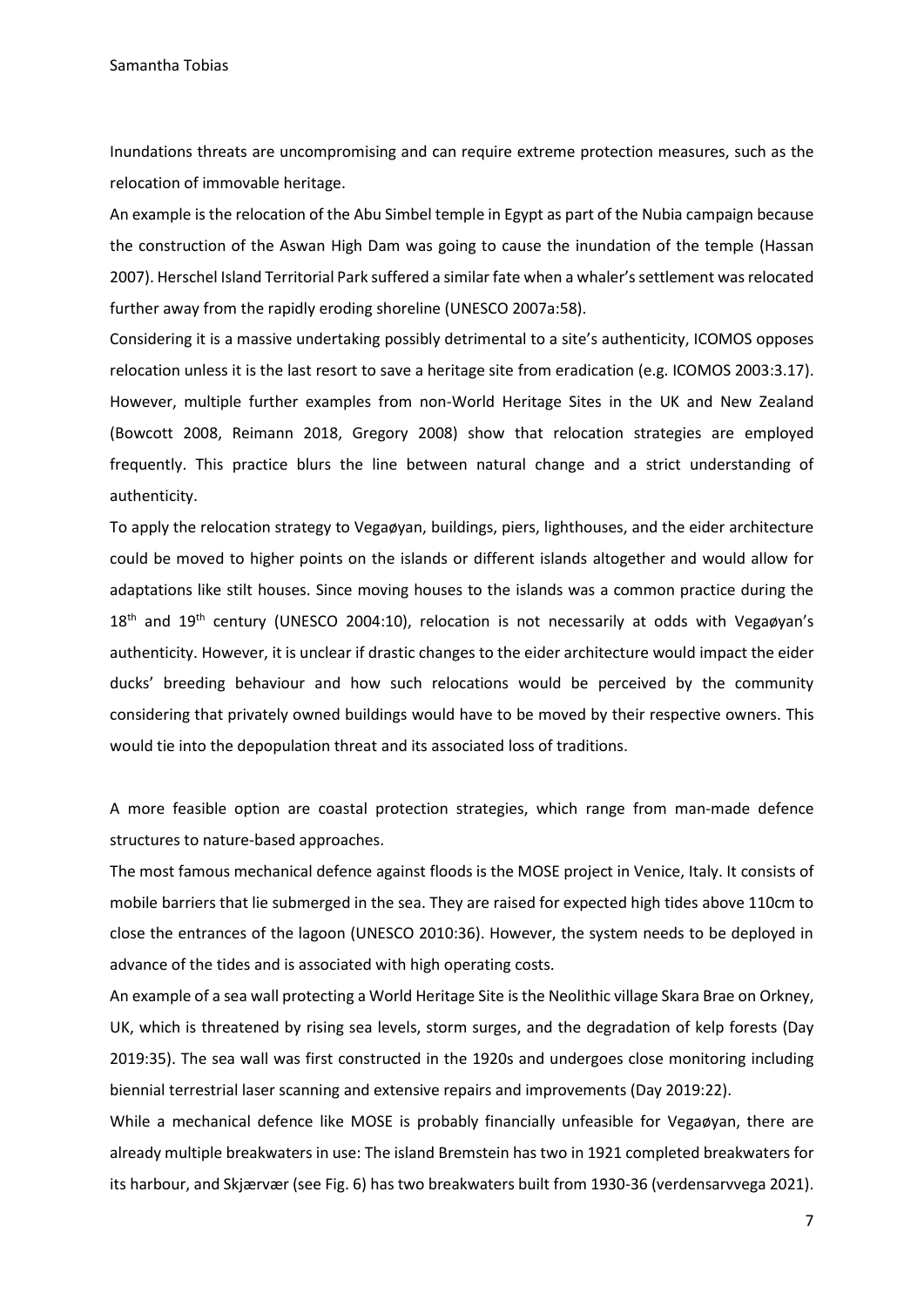Inundations threats are uncompromising and can require extreme protection measures, such as the relocation of immovable heritage.

An example is the relocation of the Abu Simbel temple in Egypt as part of the Nubia campaign because the construction of the Aswan High Dam was going to cause the inundation of the temple (Hassan 2007). Herschel Island Territorial Park suffered a similar fate when a whaler's settlement was relocated further away from the rapidly eroding shoreline (UNESCO 2007a:58).

Considering it is a massive undertaking possibly detrimental to a site's authenticity, ICOMOS opposes relocation unless it is the last resort to save a heritage site from eradication (e.g. ICOMOS 2003:3.17). However, multiple further examples from non-World Heritage Sites in the UK and New Zealand (Bowcott 2008, Reimann 2018, Gregory 2008) show that relocation strategies are employed frequently. This practice blurs the line between natural change and a strict understanding of authenticity.

To apply the relocation strategy to Vegaøyan, buildings, piers, lighthouses, and the eider architecture could be moved to higher points on the islands or different islands altogether and would allow for adaptations like stilt houses. Since moving houses to the islands was a common practice during the 18th and 19th century (UNESCO 2004:10), relocation is not necessarily at odds with Vegaøyan's authenticity. However, it is unclear if drastic changes to the eider architecture would impact the eider ducks' breeding behaviour and how such relocations would be perceived by the community considering that privately owned buildings would have to be moved by their respective owners. This would tie into the depopulation threat and its associated loss of traditions.

A more feasible option are coastal protection strategies, which range from man-made defence structures to nature-based approaches.

The most famous mechanical defence against floods is the MOSE project in Venice, Italy. It consists of mobile barriers that lie submerged in the sea. They are raised for expected high tides above 110cm to close the entrances of the lagoon (UNESCO 2010:36). However, the system needs to be deployed in advance of the tides and is associated with high operating costs.

An example of a sea wall protecting a World Heritage Site is the Neolithic village Skara Brae on Orkney, UK, which is threatened by rising sea levels, storm surges, and the degradation of kelp forests (Day 2019:35). The sea wall was first constructed in the 1920s and undergoes close monitoring including biennial terrestrial laser scanning and extensive repairs and improvements (Day 2019:22).

While a mechanical defence like MOSE is probably financially unfeasible for Vegaøyan, there are already multiple breakwaters in use: The island Bremstein has two in 1921 completed breakwaters for its harbour, and Skjærvær (see Fig. 6) has two breakwaters built from 1930-36 (verdensarvvega 2021).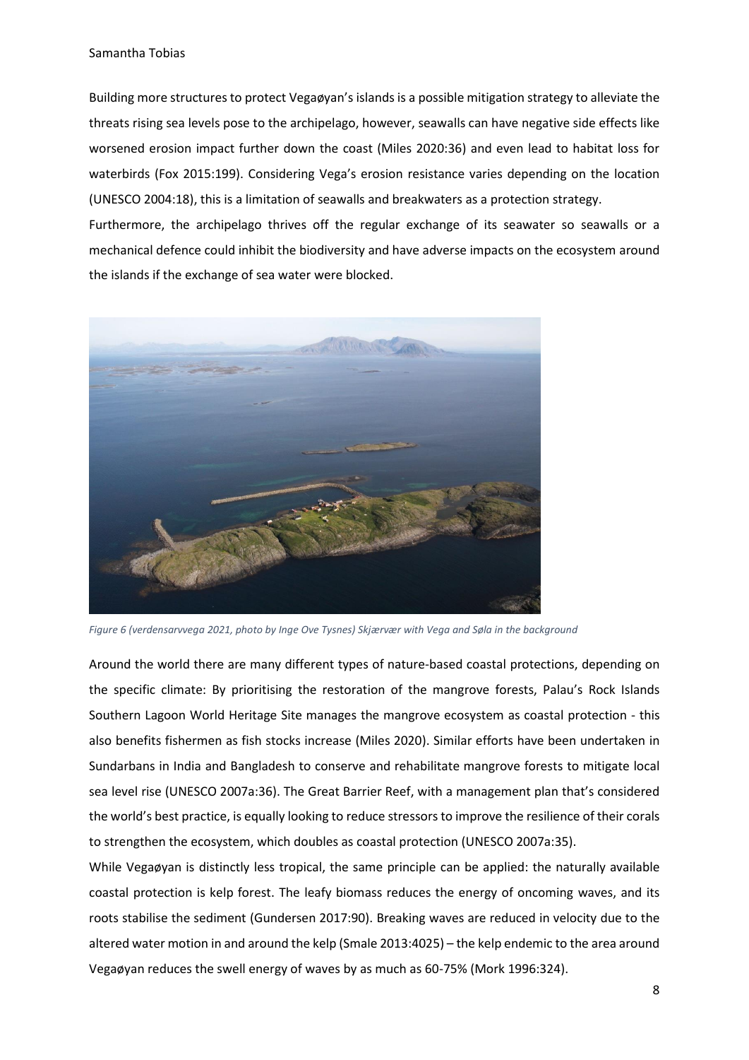Building more structures to protect Vegaøyan's islands is a possible mitigation strategy to alleviate the threats rising sea levels pose to the archipelago, however, seawalls can have negative side effects like worsened erosion impact further down the coast (Miles 2020:36) and even lead to habitat loss for waterbirds (Fox 2015:199). Considering Vega's erosion resistance varies depending on the location (UNESCO 2004:18), this is a limitation of seawalls and breakwaters as a protection strategy.

Furthermore, the archipelago thrives off the regular exchange of its seawater so seawalls or a mechanical defence could inhibit the biodiversity and have adverse impacts on the ecosystem around the islands if the exchange of sea water were blocked.

*Figure 6 (verdensarvvega 2021, photo by Inge Ove Tysnes) Skjærvær with Vega and Søla in the background*

Around the world there are many different types of nature-based coastal protections, depending on the specific climate: By prioritising the restoration of the mangrove forests, Palau's Rock Islands Southern Lagoon World Heritage Site manages the mangrove ecosystem as coastal protection - this also benefits fishermen as fish stocks increase (Miles 2020). Similar efforts have been undertaken in Sundarbans in India and Bangladesh to conserve and rehabilitate mangrove forests to mitigate local sea level rise (UNESCO 2007a:36). The Great Barrier Reef, with a management plan that's considered the world's best practice, is equally looking to reduce stressors to improve the resilience of their corals to strengthen the ecosystem, which doubles as coastal protection (UNESCO 2007a:35).

While Vegaøyan is distinctly less tropical, the same principle can be applied: the naturally available coastal protection is kelp forest. The leafy biomass reduces the energy of oncoming waves, and its roots stabilise the sediment (Gundersen 2017:90). Breaking waves are reduced in velocity due to the altered water motion in and around the kelp (Smale 2013:4025) – the kelp endemic to the area around Vegaøyan reduces the swell energy of waves by as much as 60-75% (Mork 1996:324).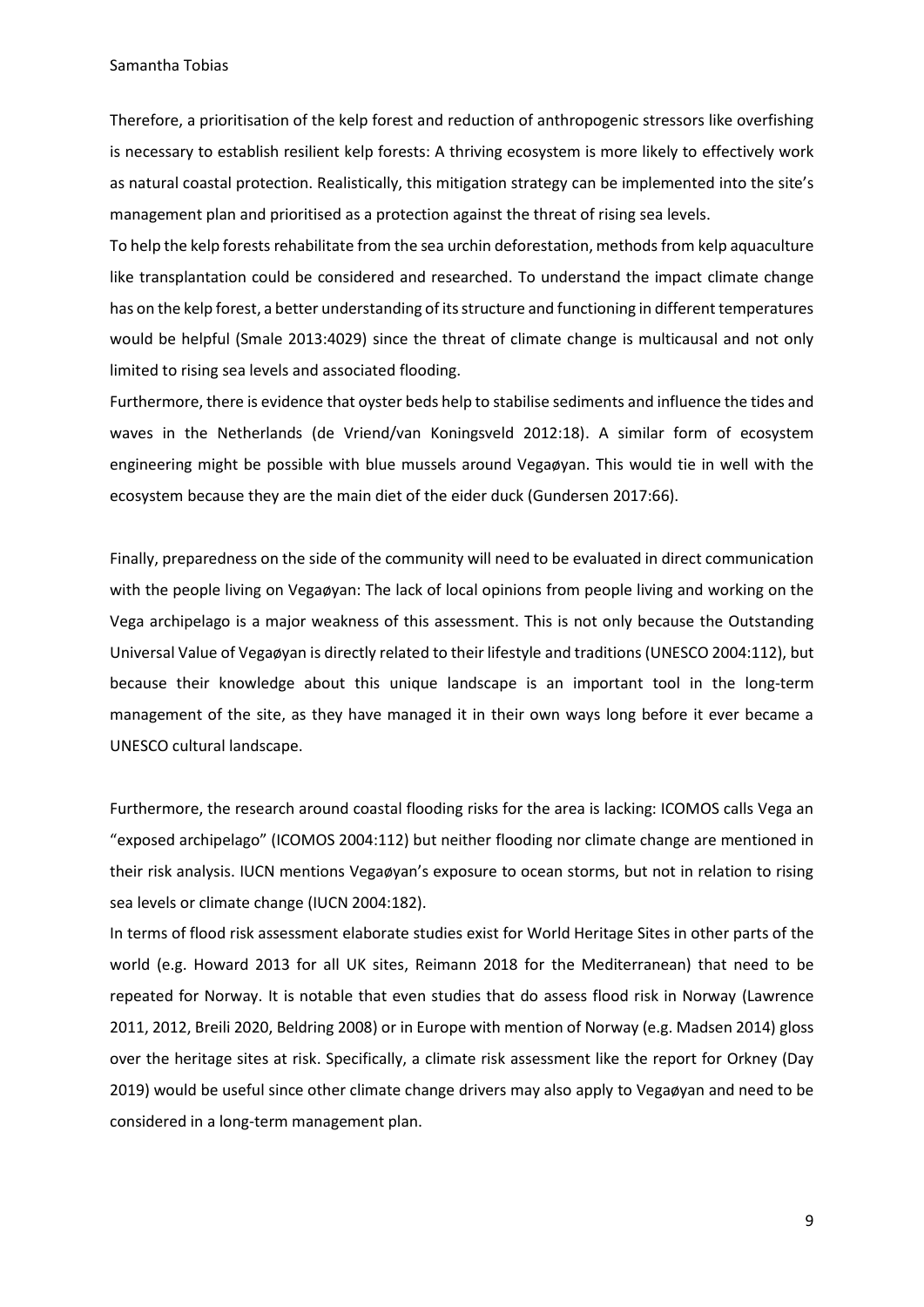Therefore, a prioritisation of the kelp forest and reduction of anthropogenic stressors like overfishing is necessary to establish resilient kelp forests: A thriving ecosystem is more likely to effectively work as natural coastal protection. Realistically, this mitigation strategy can be implemented into the site's management plan and prioritised as a protection against the threat of rising sea levels.

To help the kelp forests rehabilitate from the sea urchin deforestation, methods from kelp aquaculture like transplantation could be considered and researched. To understand the impact climate change has on the kelp forest, a better understanding of its structure and functioning in different temperatures would be helpful (Smale 2013:4029) since the threat of climate change is multicausal and not only limited to rising sea levels and associated flooding.

Furthermore, there is evidence that oyster beds help to stabilise sediments and influence the tides and waves in the Netherlands (de Vriend/van Koningsveld 2012:18). A similar form of ecosystem engineering might be possible with blue mussels around Vegaøyan. This would tie in well with the ecosystem because they are the main diet of the eider duck (Gundersen 2017:66).

Finally, preparedness on the side of the community will need to be evaluated in direct communication with the people living on Vegaøyan: The lack of local opinions from people living and working on the Vega archipelago is a major weakness of this assessment. This is not only because the Outstanding Universal Value of Vegaøyan is directly related to their lifestyle and traditions (UNESCO 2004:112), but because their knowledge about this unique landscape is an important tool in the long-term management of the site, as they have managed it in their own ways long before it ever became a UNESCO cultural landscape.

Furthermore, the research around coastal flooding risks for the area is lacking: ICOMOS calls Vega an "exposed archipelago" (ICOMOS 2004:112) but neither flooding nor climate change are mentioned in their risk analysis. IUCN mentions Vegaøyan's exposure to ocean storms, but not in relation to rising sea levels or climate change (IUCN 2004:182).

In terms of flood risk assessment elaborate studies exist for World Heritage Sites in other parts of the world (e.g. Howard 2013 for all UK sites, Reimann 2018 for the Mediterranean) that need to be repeated for Norway. It is notable that even studies that do assess flood risk in Norway (Lawrence 2011, 2012, Breili 2020, Beldring 2008) or in Europe with mention of Norway (e.g. Madsen 2014) gloss over the heritage sites at risk. Specifically, a climate risk assessment like the report for Orkney (Day 2019) would be useful since other climate change drivers may also apply to Vegaøyan and need to be considered in a long-term management plan.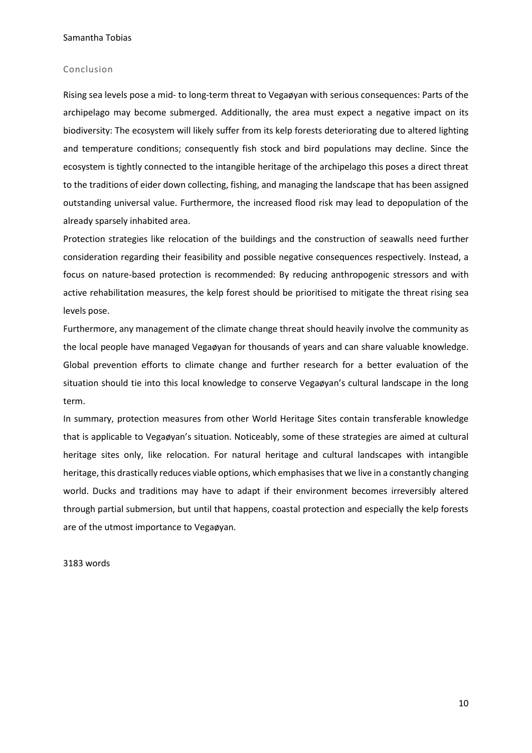## Conclusion

Rising sea levels pose a mid- to long-term threat to Vegaøyan with serious consequences: Parts of the archipelago may become submerged. Additionally, the area must expect a negative impact on its biodiversity: The ecosystem will likely suffer from its kelp forests deteriorating due to altered lighting and temperature conditions; consequently fish stock and bird populations may decline. Since the ecosystem is tightly connected to the intangible heritage of the archipelago this poses a direct threat to the traditions of eider down collecting, fishing, and managing the landscape that has been assigned outstanding universal value. Furthermore, the increased flood risk may lead to depopulation of the already sparsely inhabited area.

Protection strategies like relocation of the buildings and the construction of seawalls need further consideration regarding their feasibility and possible negative consequences respectively. Instead, a focus on nature-based protection is recommended: By reducing anthropogenic stressors and with active rehabilitation measures, the kelp forest should be prioritised to mitigate the threat rising sea levels pose.

Furthermore, any management of the climate change threat should heavily involve the community as the local people have managed Vegaøyan for thousands of years and can share valuable knowledge. Global prevention efforts to climate change and further research for a better evaluation of the situation should tie into this local knowledge to conserve Vegaøyan's cultural landscape in the long term.

In summary, protection measures from other World Heritage Sites contain transferable knowledge that is applicable to Vegaøyan's situation. Noticeably, some of these strategies are aimed at cultural heritage sites only, like relocation. For natural heritage and cultural landscapes with intangible heritage, this drastically reduces viable options, which emphasises that we live in a constantly changing world. Ducks and traditions may have to adapt if their environment becomes irreversibly altered through partial submersion, but until that happens, coastal protection and especially the kelp forests are of the utmost importance to Vegaøyan.

3183 words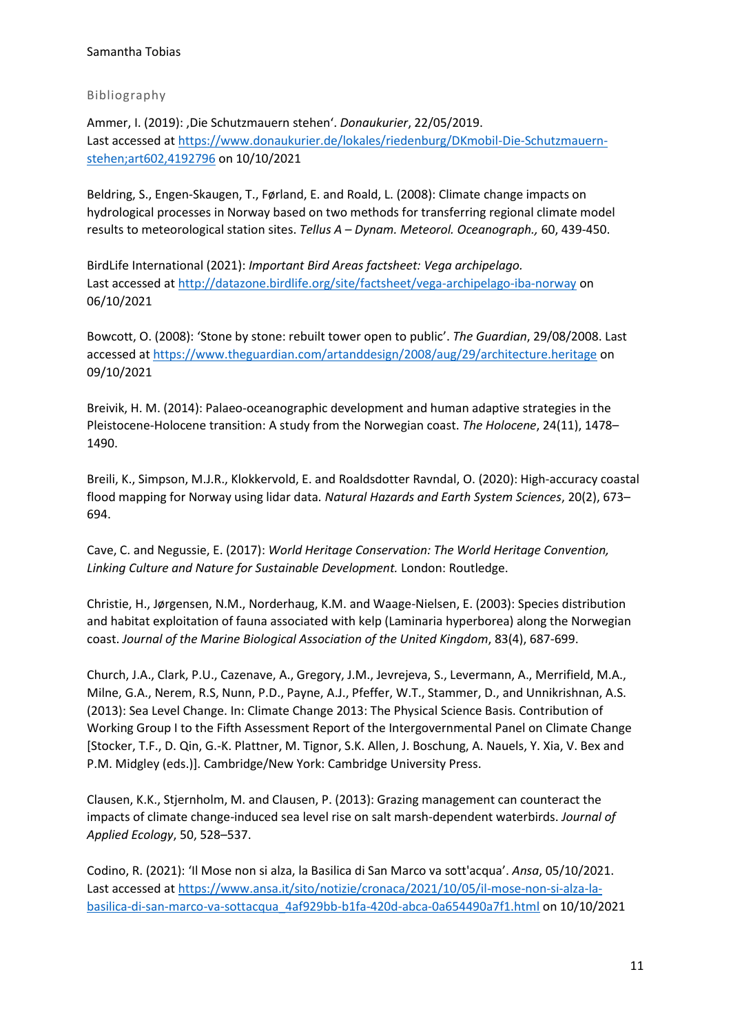## Bibliography

Ammer, I. (2019): ‚Die Schutzmauern stehen'. *Donaukurier*, 22/05/2019. Last accessed at https://www.donaukurier.de/lokales/riedenburg/DKmobil-Die-Schutzmauern-stehen;art602,4192796 on 10/10/2021

Beldring, S., Engen-Skaugen, T., Førland, E. and Roald, L. (2008): Climate change impacts on hydrological processes in Norway based on two methods for transferring regional climate model results to meteorological station sites. *Tellus A – Dynam. Meteorol. Oceanograph.,* 60, 439-450.

BirdLife International (2021): *Important Bird Areas factsheet: Vega archipelago.* Last accessed at http://datazone.birdlife.org/site/factsheet/vega-archipelago-iba-norway on 06/10/2021

Bowcott, O. (2008): 'Stone by stone: rebuilt tower open to public'. *The Guardian*, 29/08/2008. Last accessed at https://www.theguardian.com/artanddesign/2008/aug/29/architecture.heritage on 09/10/2021

Breivik, H. M. (2014): Palaeo-oceanographic development and human adaptive strategies in the Pleistocene-Holocene transition: A study from the Norwegian coast. *The Holocene*, 24(11), 1478–1490.

Breili, K., Simpson, M.J.R., Klokkervold, E. and Roaldsdotter Ravndal, O. (2020): High-accuracy coastal flood mapping for Norway using lidar data. *Natural Hazards and Earth System Sciences*, 20(2), 673–694.

Cave, C. and Negussie, E. (2017): *World Heritage Conservation: The World Heritage Convention, Linking Culture and Nature for Sustainable Development.* London: Routledge.

Christie, H., Jørgensen, N.M., Norderhaug, K.M. and Waage-Nielsen, E. (2003): Species distribution and habitat exploitation of fauna associated with kelp (Laminaria hyperborea) along the Norwegian coast. *Journal of the Marine Biological Association of the United Kingdom*, 83(4), 687-699.

Church, J.A., Clark, P.U., Cazenave, A., Gregory, J.M., Jevrejeva, S., Levermann, A., Merrifield, M.A., Milne, G.A., Nerem, R.S, Nunn, P.D., Payne, A.J., Pfeffer, W.T., Stammer, D., and Unnikrishnan, A.S. (2013): Sea Level Change. In: Climate Change 2013: The Physical Science Basis. Contribution of Working Group I to the Fifth Assessment Report of the Intergovernmental Panel on Climate Change [Stocker, T.F., D. Qin, G.-K. Plattner, M. Tignor, S.K. Allen, J. Boschung, A. Nauels, Y. Xia, V. Bex and P.M. Midgley (eds.)]. Cambridge/New York: Cambridge University Press.

Clausen, K.K., Stjernholm, M. and Clausen, P. (2013): Grazing management can counteract the impacts of climate change-induced sea level rise on salt marsh-dependent waterbirds. *Journal of Applied Ecology*, 50, 528–537.

Codino, R. (2021): 'Il Mose non si alza, la Basilica di San Marco va sott'acqua'. *Ansa*, 05/10/2021. Last accessed at https://www.ansa.it/sito/notizie/cronaca/2021/10/05/il-mose-non-si-alza-la-basilica-di-san-marco-va-sottacqua_4af929bb-b1fa-420d-abca-0a654490a7f1.html on 10/10/2021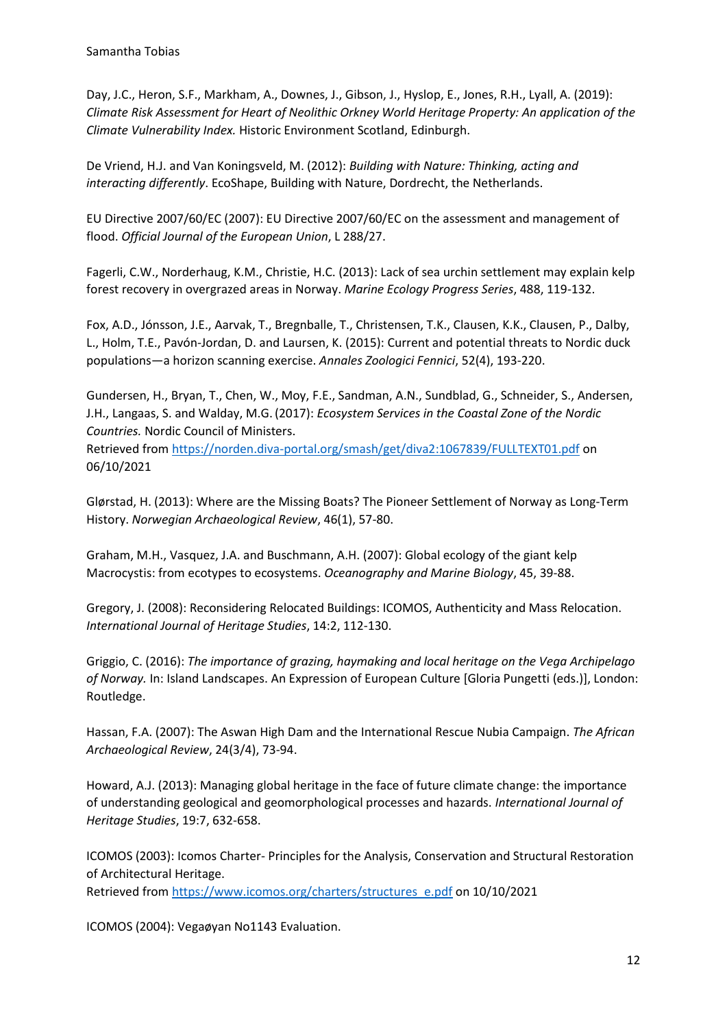Day, J.C., Heron, S.F., Markham, A., Downes, J., Gibson, J., Hyslop, E., Jones, R.H., Lyall, A. (2019): *Climate Risk Assessment for Heart of Neolithic Orkney World Heritage Property: An application of the Climate Vulnerability Index.* Historic Environment Scotland, Edinburgh.

De Vriend, H.J. and Van Koningsveld, M. (2012): *Building with Nature: Thinking, acting and interacting differently*. EcoShape, Building with Nature, Dordrecht, the Netherlands.

EU Directive 2007/60/EC (2007): EU Directive 2007/60/EC on the assessment and management of flood. *Official Journal of the European Union*, L 288/27.

Fagerli, C.W., Norderhaug, K.M., Christie, H.C. (2013): Lack of sea urchin settlement may explain kelp forest recovery in overgrazed areas in Norway. *Marine Ecology Progress Series*, 488, 119-132.

Fox, A.D., Jónsson, J.E., Aarvak, T., Bregnballe, T., Christensen, T.K., Clausen, K.K., Clausen, P., Dalby, L., Holm, T.E., Pavón-Jordan, D. and Laursen, K. (2015): Current and potential threats to Nordic duck populations—a horizon scanning exercise. *Annales Zoologici Fennici*, 52(4), 193-220.

Gundersen, H., Bryan, T., Chen, W., Moy, F.E., Sandman, A.N., Sundblad, G., Schneider, S., Andersen, J.H., Langaas, S. and Walday, M.G. (2017): *Ecosystem Services in the Coastal Zone of the Nordic Countries.* Nordic Council of Ministers.
Retrieved from https://norden.diva-portal.org/smash/get/diva2:1067839/FULLTEXT01.pdf on 06/10/2021

Glørstad, H. (2013): Where are the Missing Boats? The Pioneer Settlement of Norway as Long-Term History. *Norwegian Archaeological Review*, 46(1), 57-80.

Graham, M.H., Vasquez, J.A. and Buschmann, A.H. (2007): Global ecology of the giant kelp Macrocystis: from ecotypes to ecosystems. *Oceanography and Marine Biology*, 45, 39-88.

Gregory, J. (2008): Reconsidering Relocated Buildings: ICOMOS, Authenticity and Mass Relocation. *International Journal of Heritage Studies*, 14:2, 112-130.

Griggio, C. (2016): *The importance of grazing, haymaking and local heritage on the Vega Archipelago of Norway.* In: Island Landscapes. An Expression of European Culture [Gloria Pungetti (eds.)], London: Routledge.

Hassan, F.A. (2007): The Aswan High Dam and the International Rescue Nubia Campaign. *The African Archaeological Review*, 24(3/4), 73-94.

Howard, A.J. (2013): Managing global heritage in the face of future climate change: the importance of understanding geological and geomorphological processes and hazards. *International Journal of Heritage Studies*, 19:7, 632-658.

ICOMOS (2003): Icomos Charter- Principles for the Analysis, Conservation and Structural Restoration of Architectural Heritage.
Retrieved from https://www.icomos.org/charters/structures_e.pdf on 10/10/2021

ICOMOS (2004): Vegaøyan No1143 Evaluation.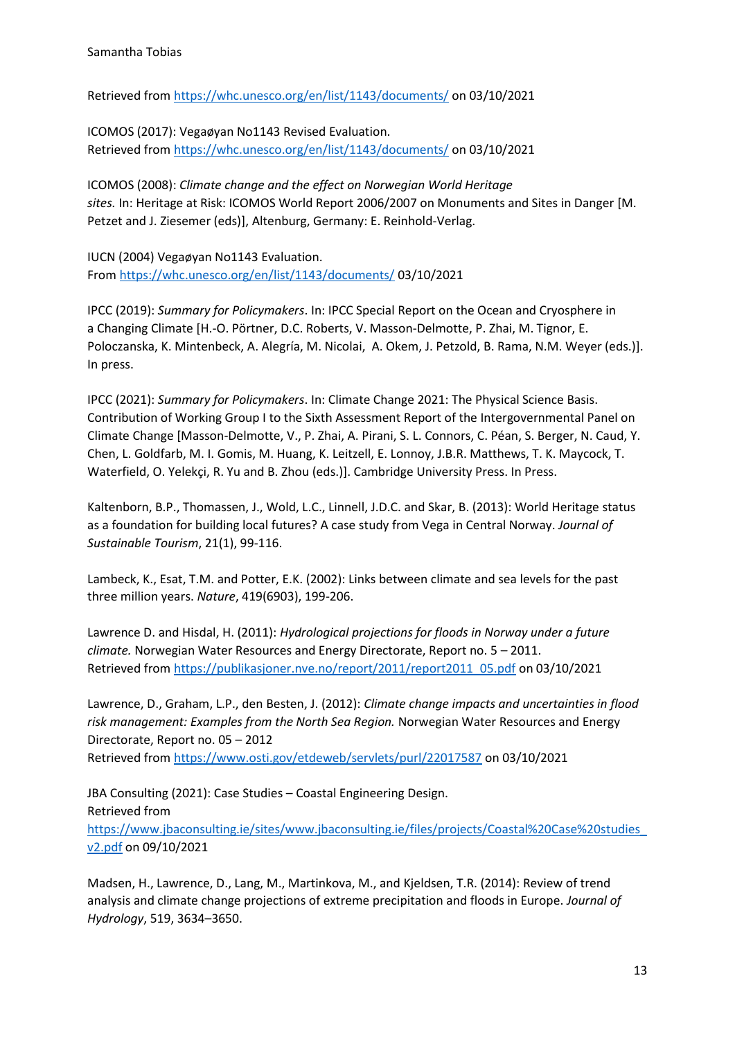Retrieved from https://whc.unesco.org/en/list/1143/documents/ on 03/10/2021

ICOMOS (2017): Vegaøyan No1143 Revised Evaluation.
Retrieved from https://whc.unesco.org/en/list/1143/documents/ on 03/10/2021

ICOMOS (2008): *Climate change and the effect on Norwegian World Heritage sites.* In: Heritage at Risk: ICOMOS World Report 2006/2007 on Monuments and Sites in Danger [M. Petzet and J. Ziesemer (eds)], Altenburg, Germany: E. Reinhold-Verlag.

IUCN (2004) Vegaøyan No1143 Evaluation.
From https://whc.unesco.org/en/list/1143/documents/ 03/10/2021

IPCC (2019): *Summary for Policymakers*. In: IPCC Special Report on the Ocean and Cryosphere in a Changing Climate [H.-O. Pörtner, D.C. Roberts, V. Masson-Delmotte, P. Zhai, M. Tignor, E. Poloczanska, K. Mintenbeck, A. Alegría, M. Nicolai, A. Okem, J. Petzold, B. Rama, N.M. Weyer (eds.)]. In press.

IPCC (2021): *Summary for Policymakers*. In: Climate Change 2021: The Physical Science Basis. Contribution of Working Group I to the Sixth Assessment Report of the Intergovernmental Panel on Climate Change [Masson-Delmotte, V., P. Zhai, A. Pirani, S. L. Connors, C. Péan, S. Berger, N. Caud, Y. Chen, L. Goldfarb, M. I. Gomis, M. Huang, K. Leitzell, E. Lonnoy, J.B.R. Matthews, T. K. Maycock, T. Waterfield, O. Yelekçi, R. Yu and B. Zhou (eds.)]. Cambridge University Press. In Press.

Kaltenborn, B.P., Thomassen, J., Wold, L.C., Linnell, J.D.C. and Skar, B. (2013): World Heritage status as a foundation for building local futures? A case study from Vega in Central Norway. *Journal of Sustainable Tourism*, 21(1), 99-116.

Lambeck, K., Esat, T.M. and Potter, E.K. (2002): Links between climate and sea levels for the past three million years. *Nature*, 419(6903), 199-206.

Lawrence D. and Hisdal, H. (2011): *Hydrological projections for floods in Norway under a future climate.* Norwegian Water Resources and Energy Directorate, Report no. 5 – 2011.
Retrieved from https://publikasjoner.nve.no/report/2011/report2011_05.pdf on 03/10/2021

Lawrence, D., Graham, L.P., den Besten, J. (2012): *Climate change impacts and uncertainties in flood risk management: Examples from the North Sea Region.* Norwegian Water Resources and Energy Directorate, Report no. 05 – 2012
Retrieved from https://www.osti.gov/etdeweb/servlets/purl/22017587 on 03/10/2021

JBA Consulting (2021): Case Studies – Coastal Engineering Design.
Retrieved from
https://www.jbaconsulting.ie/sites/www.jbaconsulting.ie/files/projects/Coastal%20Case%20studies_v2.pdf on 09/10/2021

Madsen, H., Lawrence, D., Lang, M., Martinkova, M., and Kjeldsen, T.R. (2014): Review of trend analysis and climate change projections of extreme precipitation and floods in Europe. *Journal of Hydrology*, 519, 3634–3650.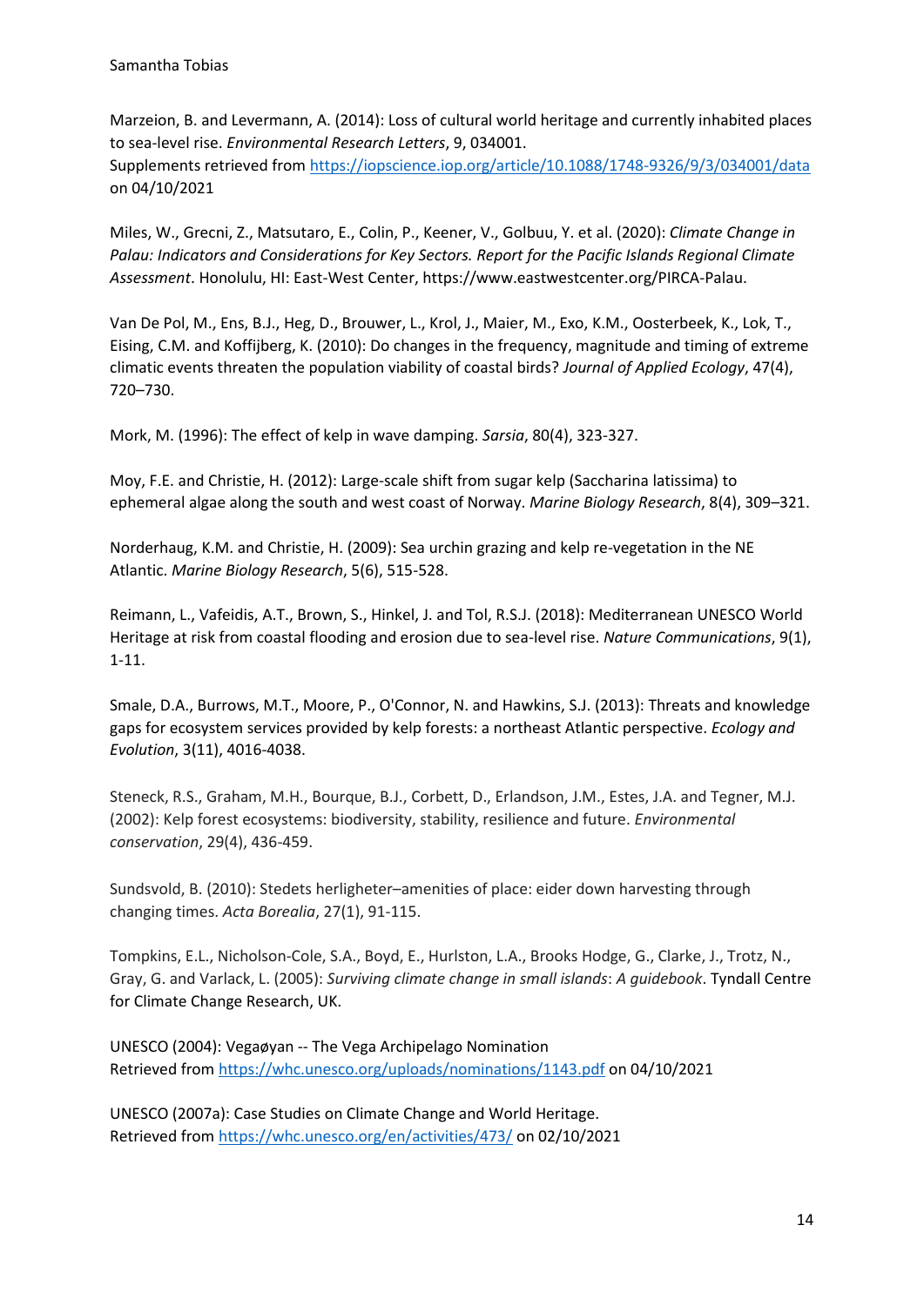Marzeion, B. and Levermann, A. (2014): Loss of cultural world heritage and currently inhabited places to sea-level rise. *Environmental Research Letters*, 9, 034001.
Supplements retrieved from https://iopscience.iop.org/article/10.1088/1748-9326/9/3/034001/data on 04/10/2021

Miles, W., Grecni, Z., Matsutaro, E., Colin, P., Keener, V., Golbuu, Y. et al. (2020): *Climate Change in Palau: Indicators and Considerations for Key Sectors. Report for the Pacific Islands Regional Climate Assessment*. Honolulu, HI: East-West Center, https://www.eastwestcenter.org/PIRCA-Palau.

Van De Pol, M., Ens, B.J., Heg, D., Brouwer, L., Krol, J., Maier, M., Exo, K.M., Oosterbeek, K., Lok, T., Eising, C.M. and Koffijberg, K. (2010): Do changes in the frequency, magnitude and timing of extreme climatic events threaten the population viability of coastal birds? *Journal of Applied Ecology*, 47(4), 720–730.

Mork, M. (1996): The effect of kelp in wave damping. *Sarsia*, 80(4), 323-327.

Moy, F.E. and Christie, H. (2012): Large-scale shift from sugar kelp (Saccharina latissima) to ephemeral algae along the south and west coast of Norway. *Marine Biology Research*, 8(4), 309–321.

Norderhaug, K.M. and Christie, H. (2009): Sea urchin grazing and kelp re-vegetation in the NE Atlantic. *Marine Biology Research*, 5(6), 515-528.

Reimann, L., Vafeidis, A.T., Brown, S., Hinkel, J. and Tol, R.S.J. (2018): Mediterranean UNESCO World Heritage at risk from coastal flooding and erosion due to sea-level rise. *Nature Communications*, 9(1), 1-11.

Smale, D.A., Burrows, M.T., Moore, P., O'Connor, N. and Hawkins, S.J. (2013): Threats and knowledge gaps for ecosystem services provided by kelp forests: a northeast Atlantic perspective. *Ecology and Evolution*, 3(11), 4016-4038.

Steneck, R.S., Graham, M.H., Bourque, B.J., Corbett, D., Erlandson, J.M., Estes, J.A. and Tegner, M.J. (2002): Kelp forest ecosystems: biodiversity, stability, resilience and future. *Environmental conservation*, 29(4), 436-459.

Sundsvold, B. (2010): Stedets herligheter–amenities of place: eider down harvesting through changing times. *Acta Borealia*, 27(1), 91-115.

Tompkins, E.L., Nicholson-Cole, S.A., Boyd, E., Hurlston, L.A., Brooks Hodge, G., Clarke, J., Trotz, N., Gray, G. and Varlack, L. (2005): *Surviving climate change in small islands*: *A guidebook*. Tyndall Centre for Climate Change Research, UK.

UNESCO (2004): Vegaøyan -- The Vega Archipelago Nomination
Retrieved from https://whc.unesco.org/uploads/nominations/1143.pdf on 04/10/2021

UNESCO (2007a): Case Studies on Climate Change and World Heritage.
Retrieved from https://whc.unesco.org/en/activities/473/ on 02/10/2021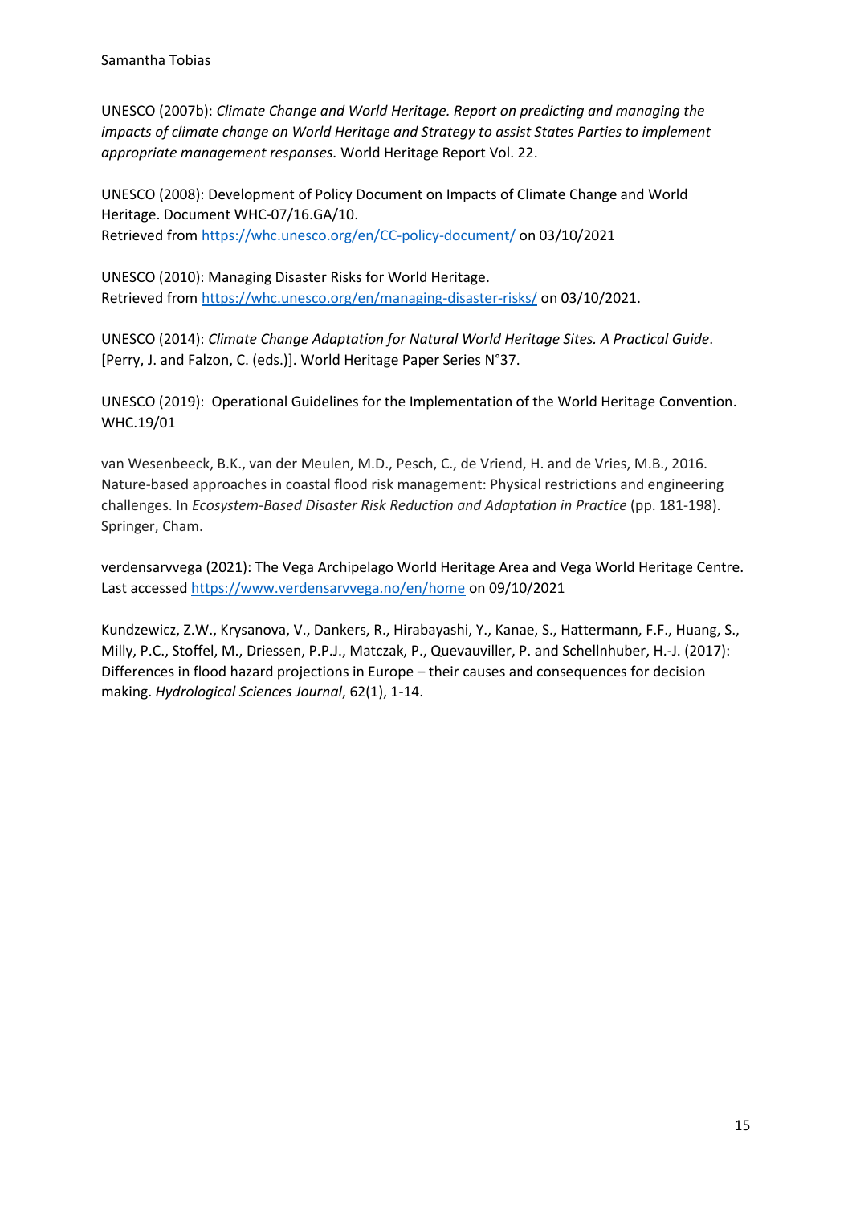UNESCO (2007b): *Climate Change and World Heritage. Report on predicting and managing the impacts of climate change on World Heritage and Strategy to assist States Parties to implement appropriate management responses.* World Heritage Report Vol. 22.

UNESCO (2008): Development of Policy Document on Impacts of Climate Change and World Heritage. Document WHC-07/16.GA/10.
Retrieved from https://whc.unesco.org/en/CC-policy-document/ on 03/10/2021

UNESCO (2010): Managing Disaster Risks for World Heritage.
Retrieved from https://whc.unesco.org/en/managing-disaster-risks/ on 03/10/2021.

UNESCO (2014): *Climate Change Adaptation for Natural World Heritage Sites. A Practical Guide*. [Perry, J. and Falzon, C. (eds.)]. World Heritage Paper Series N°37.

UNESCO (2019): Operational Guidelines for the Implementation of the World Heritage Convention. WHC.19/01

van Wesenbeeck, B.K., van der Meulen, M.D., Pesch, C., de Vriend, H. and de Vries, M.B., 2016. Nature-based approaches in coastal flood risk management: Physical restrictions and engineering challenges. In *Ecosystem-Based Disaster Risk Reduction and Adaptation in Practice* (pp. 181-198). Springer, Cham.

verdensarvvega (2021): The Vega Archipelago World Heritage Area and Vega World Heritage Centre. Last accessed https://www.verdensarvvega.no/en/home on 09/10/2021

Kundzewicz, Z.W., Krysanova, V., Dankers, R., Hirabayashi, Y., Kanae, S., Hattermann, F.F., Huang, S., Milly, P.C., Stoffel, M., Driessen, P.P.J., Matczak, P., Quevauviller, P. and Schellnhuber, H.-J. (2017): Differences in flood hazard projections in Europe – their causes and consequences for decision making. *Hydrological Sciences Journal*, 62(1), 1-14.